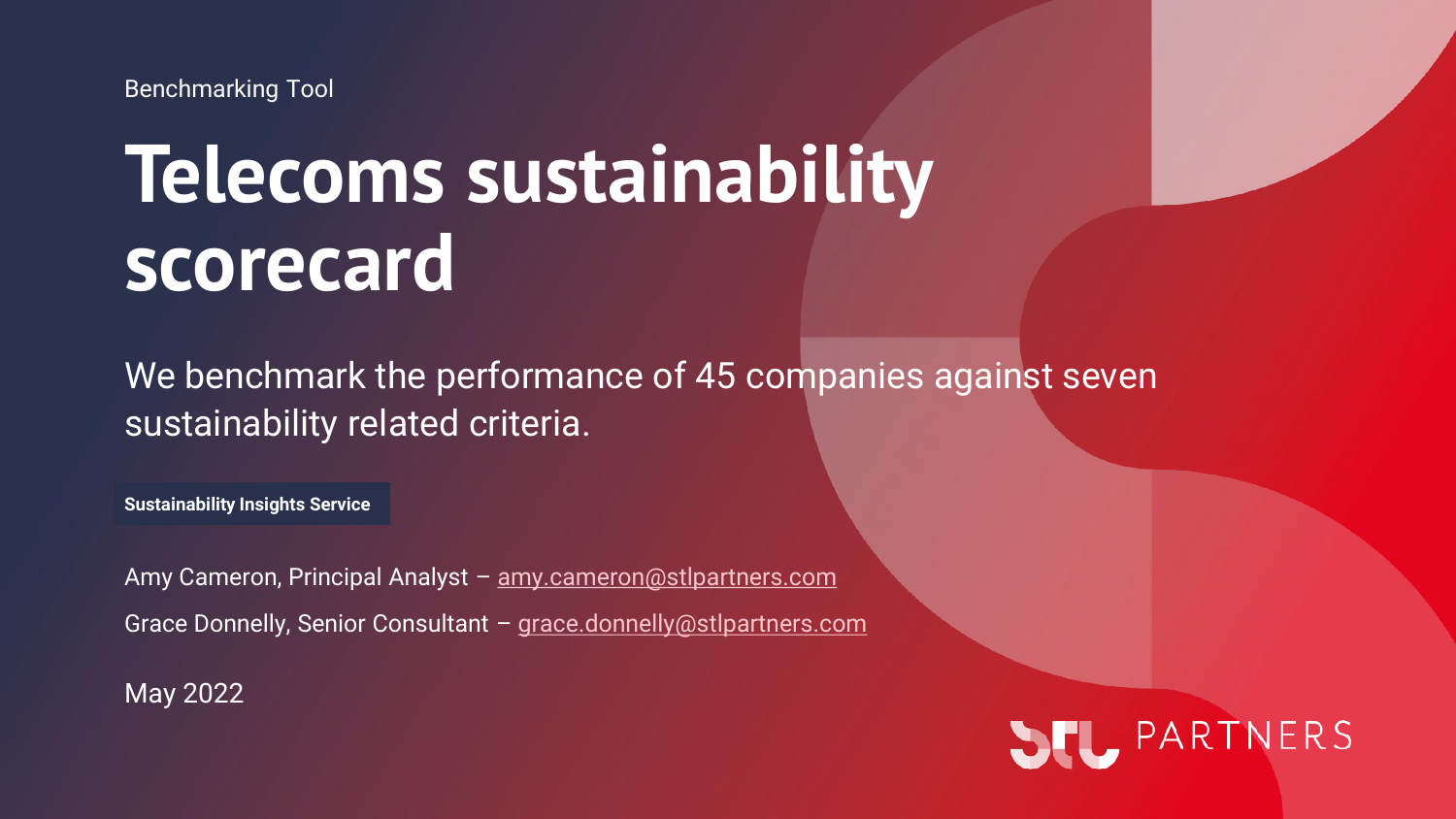Benchmarking Tool

# Telecoms sustainability scorecard

We benchmark the performance of 45 companies against seven sustainability related criteria.

**Sustainability Insights Service**

Amy Cameron, Principal Analyst – amy.cameron@stlpartners.com

Grace Donnelly, Senior Consultant – grace.donnelly@stlpartners.com

May 2022

STL PARTNERS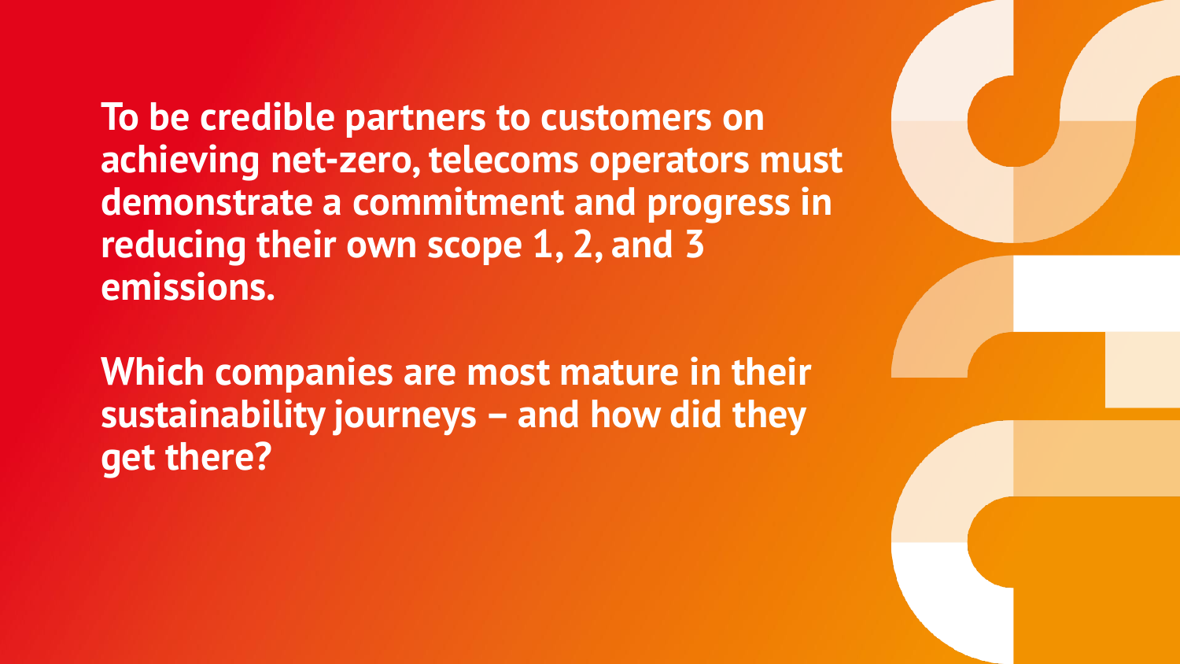**To be credible partners to customers on achieving net-zero, telecoms operators must demonstrate a commitment and progress in reducing their own scope 1, 2, and 3 emissions.**

**Which companies are most mature in their sustainability journeys – and how did they get there?**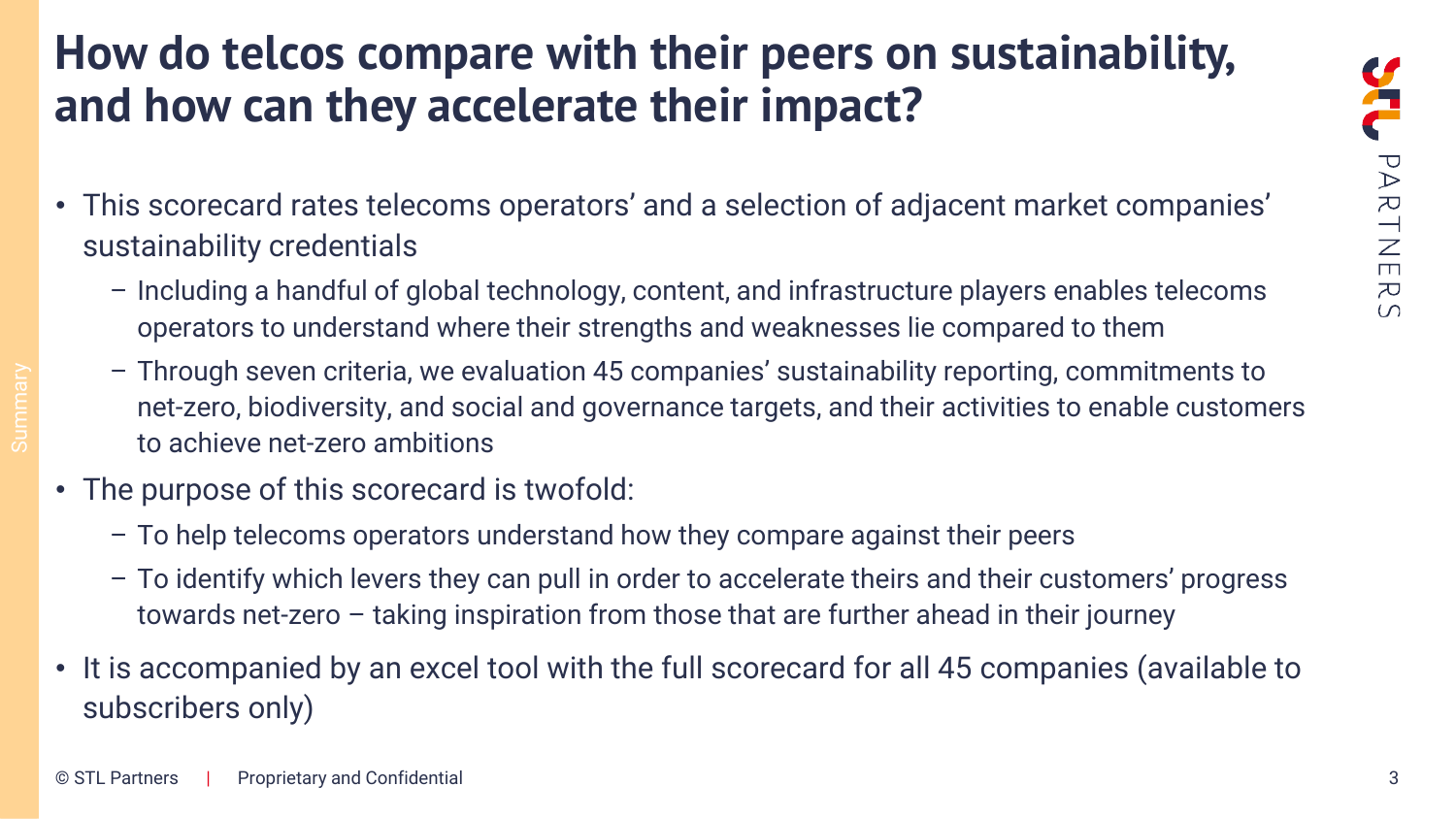# How do telcos compare with their peers on sustainability, and how can they accelerate their impact?

- This scorecard rates telecoms operators' and a selection of adjacent market companies' sustainability credentials
  - Including a handful of global technology, content, and infrastructure players enables telecoms operators to understand where their strengths and weaknesses lie compared to them
  - Through seven criteria, we evaluation 45 companies' sustainability reporting, commitments to net-zero, biodiversity, and social and governance targets, and their activities to enable customers to achieve net-zero ambitions
- The purpose of this scorecard is twofold:
  - To help telecoms operators understand how they compare against their peers
  - To identify which levers they can pull in order to accelerate theirs and their customers' progress towards net-zero – taking inspiration from those that are further ahead in their journey
- It is accompanied by an excel tool with the full scorecard for all 45 companies (available to subscribers only)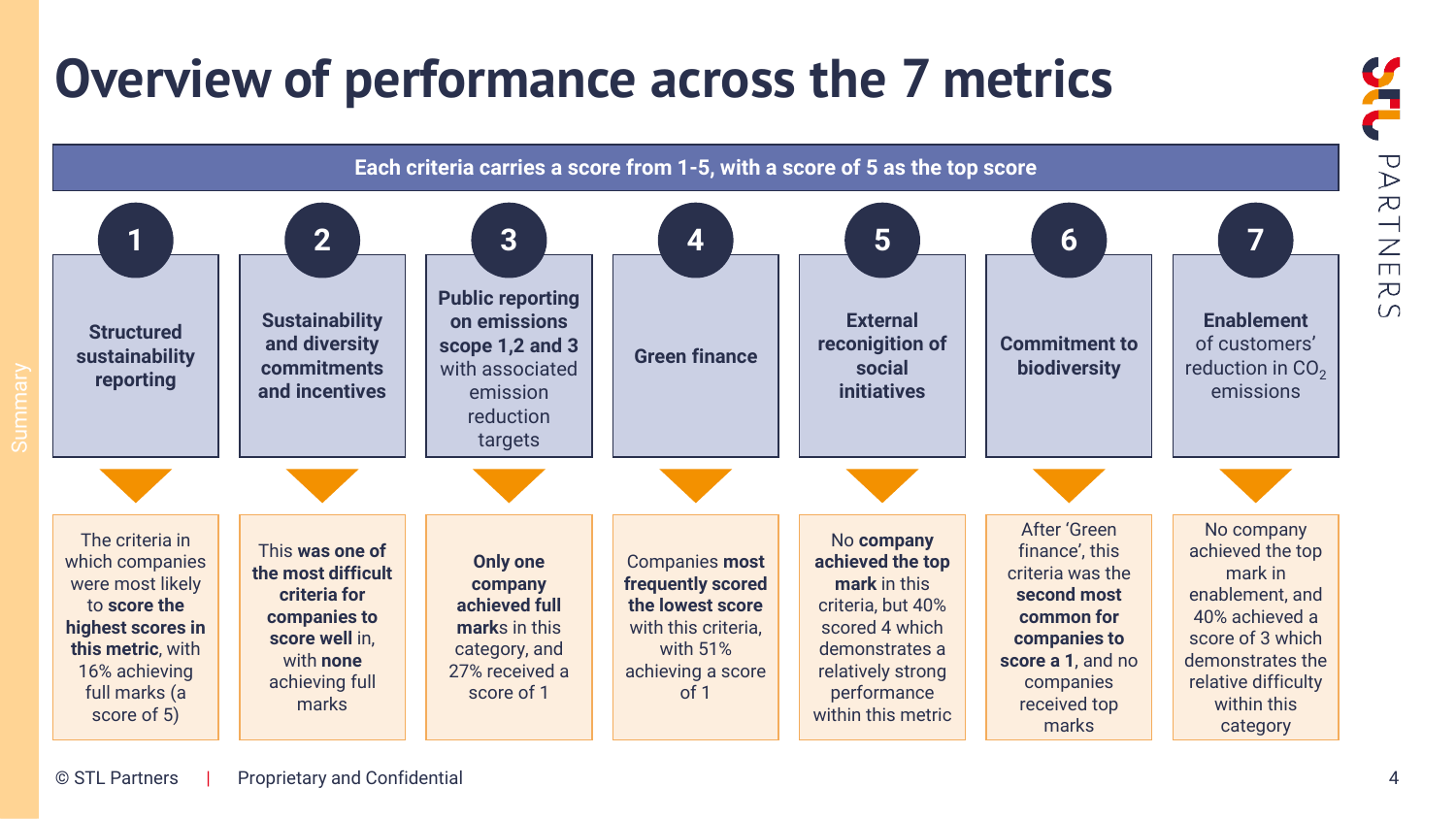# Overview of performance across the 7 metrics

**Each criteria carries a score from 1-5, with a score of 5 as the top score**

**1. Structured sustainability reporting**

The criteria in which companies were most likely to **score the highest scores in this metric**, with 16% achieving full marks (a score of 5)

**2. Sustainability and diversity commitments and incentives**

This **was one of the most difficult criteria for companies to score well** in, with **none** achieving full marks

**3. Public reporting on emissions scope 1,2 and 3** with associated emission reduction targets

**Only one company achieved full marks** in this category, and 27% received a score of 1

**4. Green finance**

Companies **most frequently scored the lowest score** with this criteria, with 51% achieving a score of 1

**5. External reconigition of social initiatives**

No **company achieved the top mark** in this criteria, but 40% scored 4 which demonstrates a relatively strong performance within this metric

**6. Commitment to biodiversity**

After ‘Green finance’, this criteria was the **second most common for companies to score a 1**, and no companies received top marks

**7. Enablement** of customers’ reduction in $CO_2$ emissions

No company achieved the top mark in enablement, and 40% achieved a score of 3 which demonstrates the relative difficulty within this category

© STL Partners | Proprietary and Confidential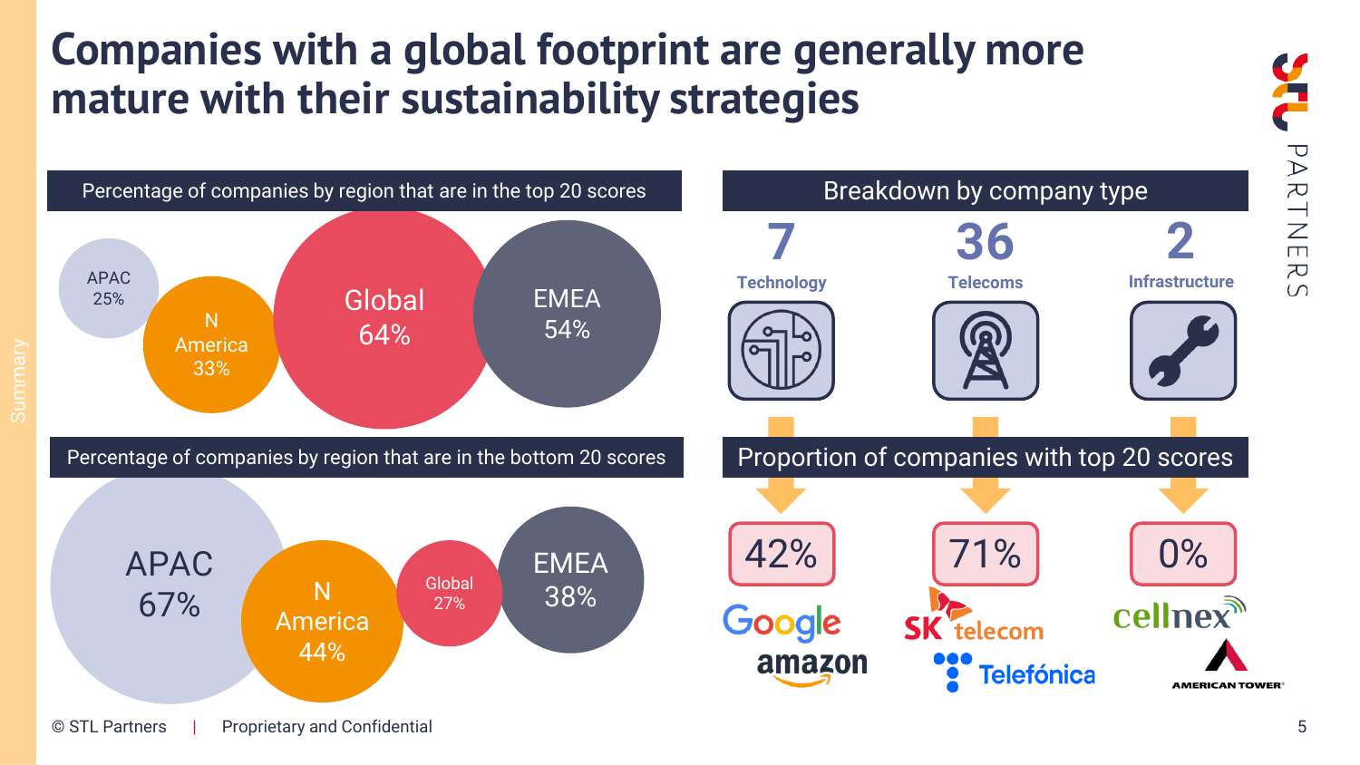# Companies with a global footprint are generally more mature with their sustainability strategies

## Percentage of companies by region that are in the top 20 scores

| Region | Percentage |
|---|---|
| APAC | 25% |
| N America | 33% |
| Global | 64% |
| EMEA | 54% |

## Percentage of companies by region that are in the bottom 20 scores

| Region | Percentage |
|---|---|
| APAC | 67% |
| N America | 44% |
| Global | 27% |
| EMEA | 38% |

## Breakdown by company type

| | Technology | Telecoms | Infrastructure |
|---|---|---|---|
| Number of companies | 7 | 36 | 2 |
| Proportion of companies with top 20 scores | 42% | 71% | 0% |
| Examples | Google, amazon | SK telecom, Telefónica | cellnex, AMERICAN TOWER |

© STL Partners | Proprietary and Confidential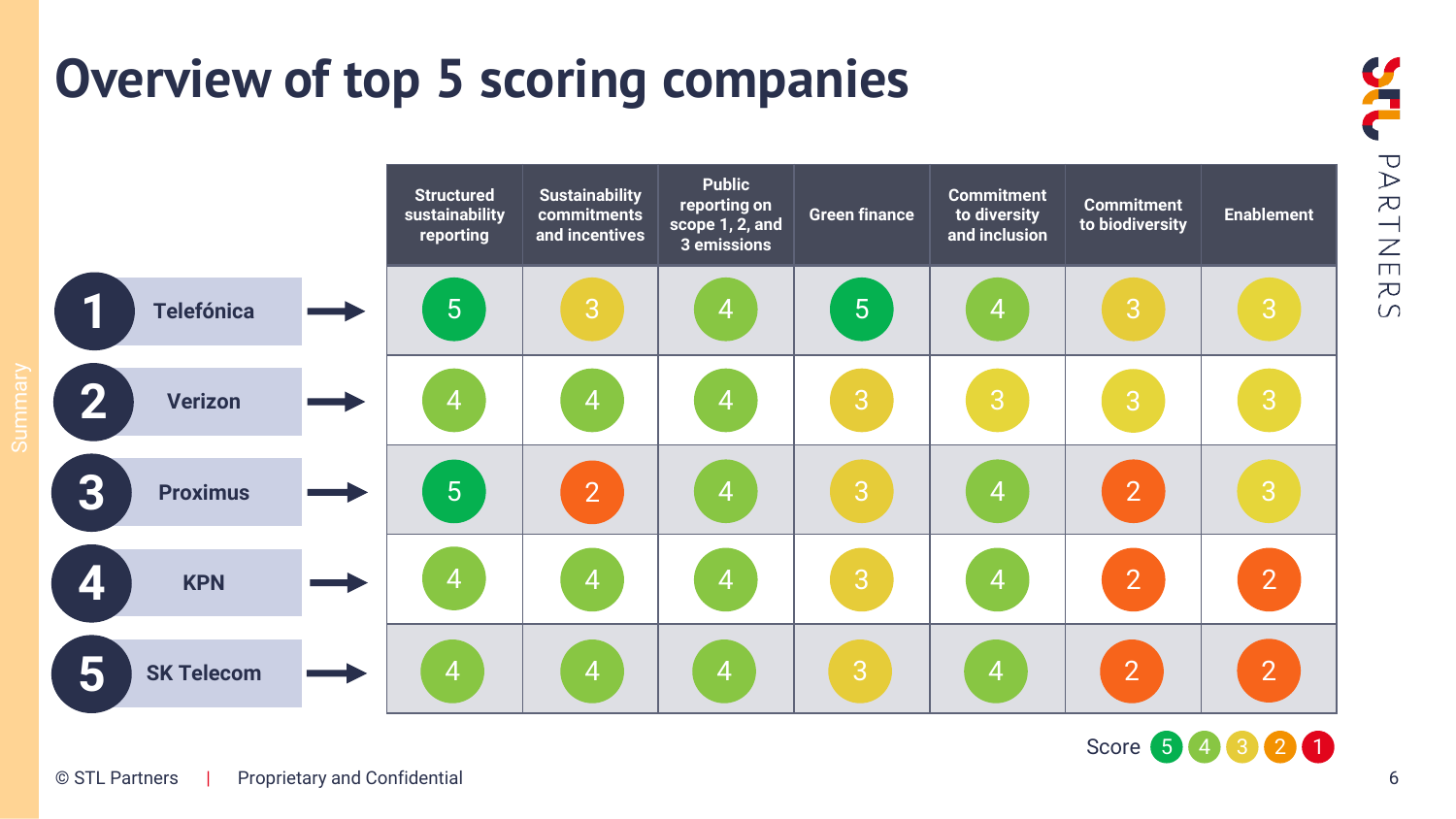# Overview of top 5 scoring companies

| Rank | Company | Structured sustainability reporting | Sustainability commitments and incentives | Public reporting on scope 1, 2, and 3 emissions | Green finance | Commitment to diversity and inclusion | Commitment to biodiversity | Enablement |
|---|---|---|---|---|---|---|---|---|
| 1 | Telefónica | 5 | 3 | 4 | 5 | 4 | 3 | 3 |
| 2 | Verizon | 4 | 4 | 4 | 3 | 3 | 3 | 3 |
| 3 | Proximus | 5 | 2 | 4 | 3 | 4 | 2 | 3 |
| 4 | KPN | 4 | 4 | 4 | 3 | 4 | 2 | 2 |
| 5 | SK Telecom | 4 | 4 | 4 | 3 | 4 | 2 | 2 |

Score 5 4 3 2 1

© STL Partners | Proprietary and Confidential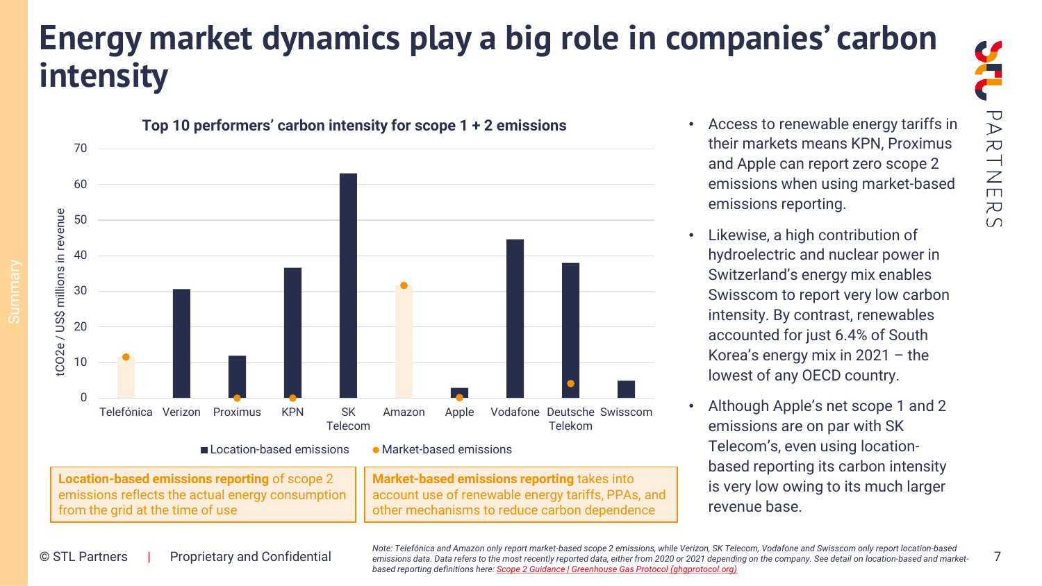# Energy market dynamics play a big role in companies' carbon intensity

**Top 10 performers' carbon intensity for scope 1 + 2 emissions**

tCO2e / US$ millions in revenue

70
60
50
40
30
20
10
0

Telefónica
Verizon
Proximus
KPN
SK Telecom
Amazon
Apple
Vodafone
Deutsche Telekom
Swisscom

■ Location-based emissions
● Market-based emissions

**Location-based emissions reporting** of scope 2 emissions reflects the actual energy consumption from the grid at the time of use

**Market-based emissions reporting** takes into account use of renewable energy tariffs, PPAs, and other mechanisms to reduce carbon dependence

- Access to renewable energy tariffs in their markets means KPN, Proximus and Apple can report zero scope 2 emissions when using market-based emissions reporting.
- Likewise, a high contribution of hydroelectric and nuclear power in Switzerland's energy mix enables Swisscom to report very low carbon intensity. By contrast, renewables accounted for just 6.4% of South Korea's energy mix in 2021 – the lowest of any OECD country.
- Although Apple's net scope 1 and 2 emissions are on par with SK Telecom's, even using location-based reporting its carbon intensity is very low owing to its much larger revenue base.

*Note: Telefónica and Amazon only report market-based scope 2 emissions, while Verizon, SK Telecom, Vodafone and Swisscom only report location-based emissions data. Data refers to the most recently reported data, either from 2020 or 2021 depending on the company. See detail on location-based and market-based reporting definitions here: [Scope 2 Guidance | Greenhouse Gas Protocol (ghgprotocol.org)](https://ghgprotocol.org)*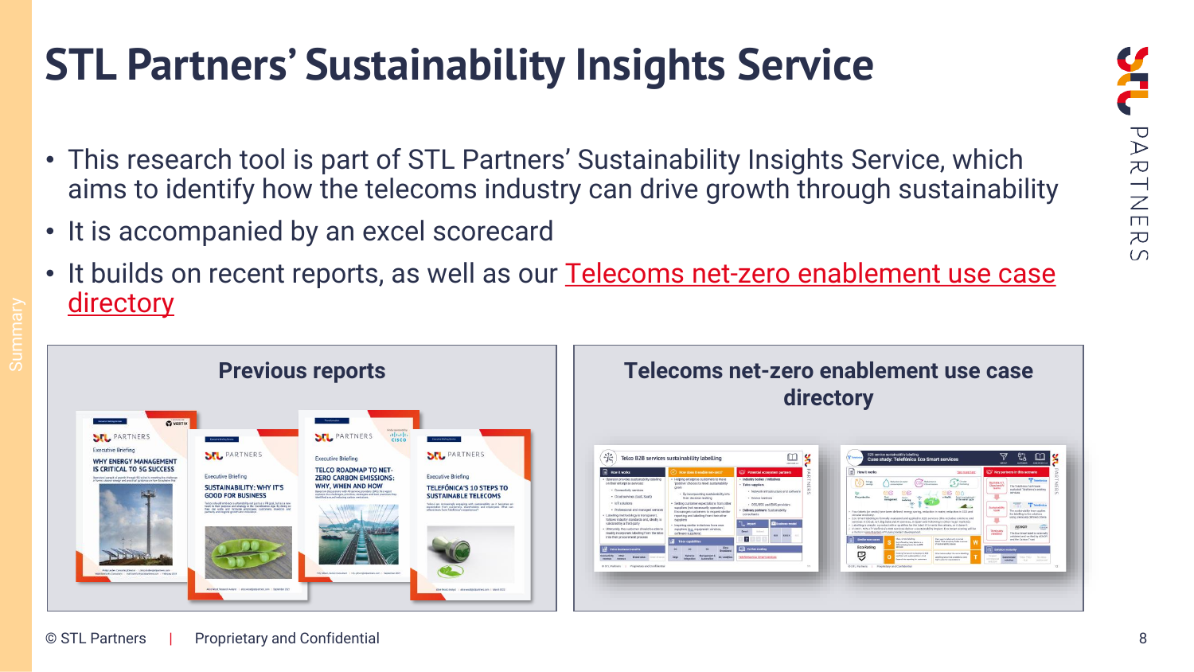# STL Partners' Sustainability Insights Service

- This research tool is part of STL Partners' Sustainability Insights Service, which aims to identify how the telecoms industry can drive growth through sustainability
- It is accompanied by an excel scorecard
- It builds on recent reports, as well as our Telecoms net-zero enablement use case directory

## Previous reports

## Telecoms net-zero enablement use case directory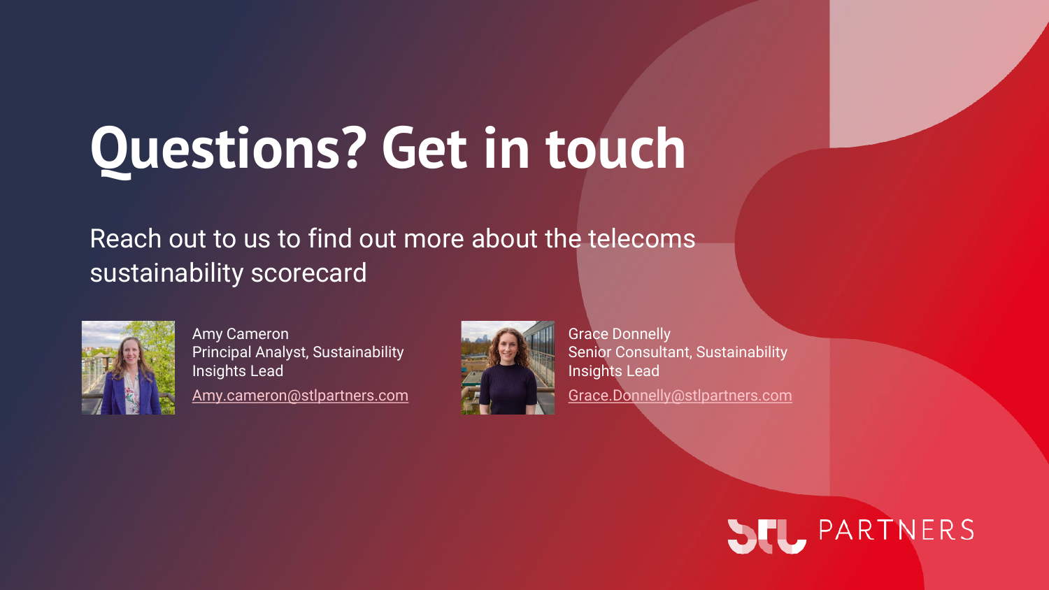# Questions? Get in touch

Reach out to us to find out more about the telecoms sustainability scorecard

Amy Cameron
Principal Analyst, Sustainability Insights Lead
Amy.cameron@stlpartners.com

Grace Donnelly
Senior Consultant, Sustainability Insights Lead
Grace.Donnelly@stlpartners.com

STL PARTNERS